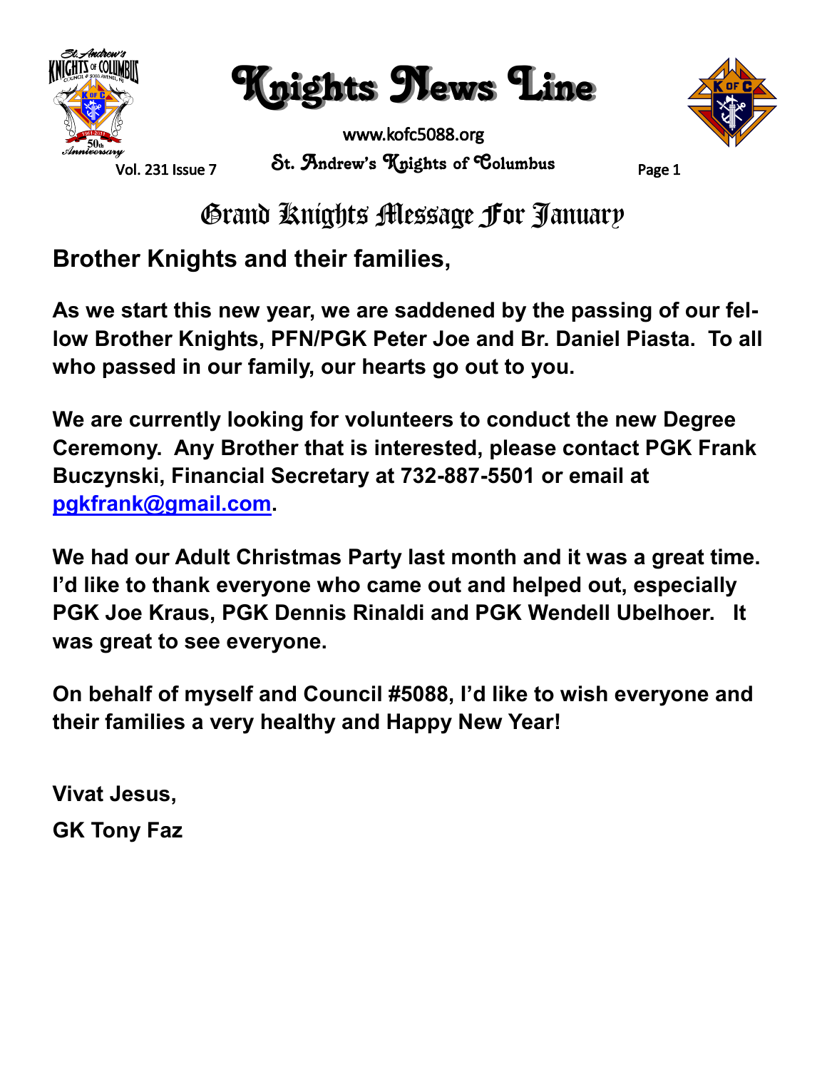# Knights News Line

www.kofc5088.org

St. Andrew's Knights of Columbus

## Grand Knights Message For January

**Brother Knights and their families,**

**As we start this new year, we are saddened by the passing of our fellow Brother Knights, PFN/PGK Peter Joe and Br. Daniel Piasta. To all who passed in our family, our hearts go out to you.**

**We are currently looking for volunteers to conduct the new Degree Ceremony. Any Brother that is interested, please contact PGK Frank Buczynski, Financial Secretary at 732-887-5501 or email at [pgkfrank@gmail.com](mailto:pgkfrank@gmail.com).**

**We had our Adult Christmas Party last month and it was a great time. I'd like to thank everyone who came out and helped out, especially PGK Joe Kraus, PGK Dennis Rinaldi and PGK Wendell Ubelhoer. It was great to see everyone.**

**On behalf of myself and Council #5088, I'd like to wish everyone and their families a very healthy and Happy New Year!**

**Vivat Jesus,**

**GK Tony Faz**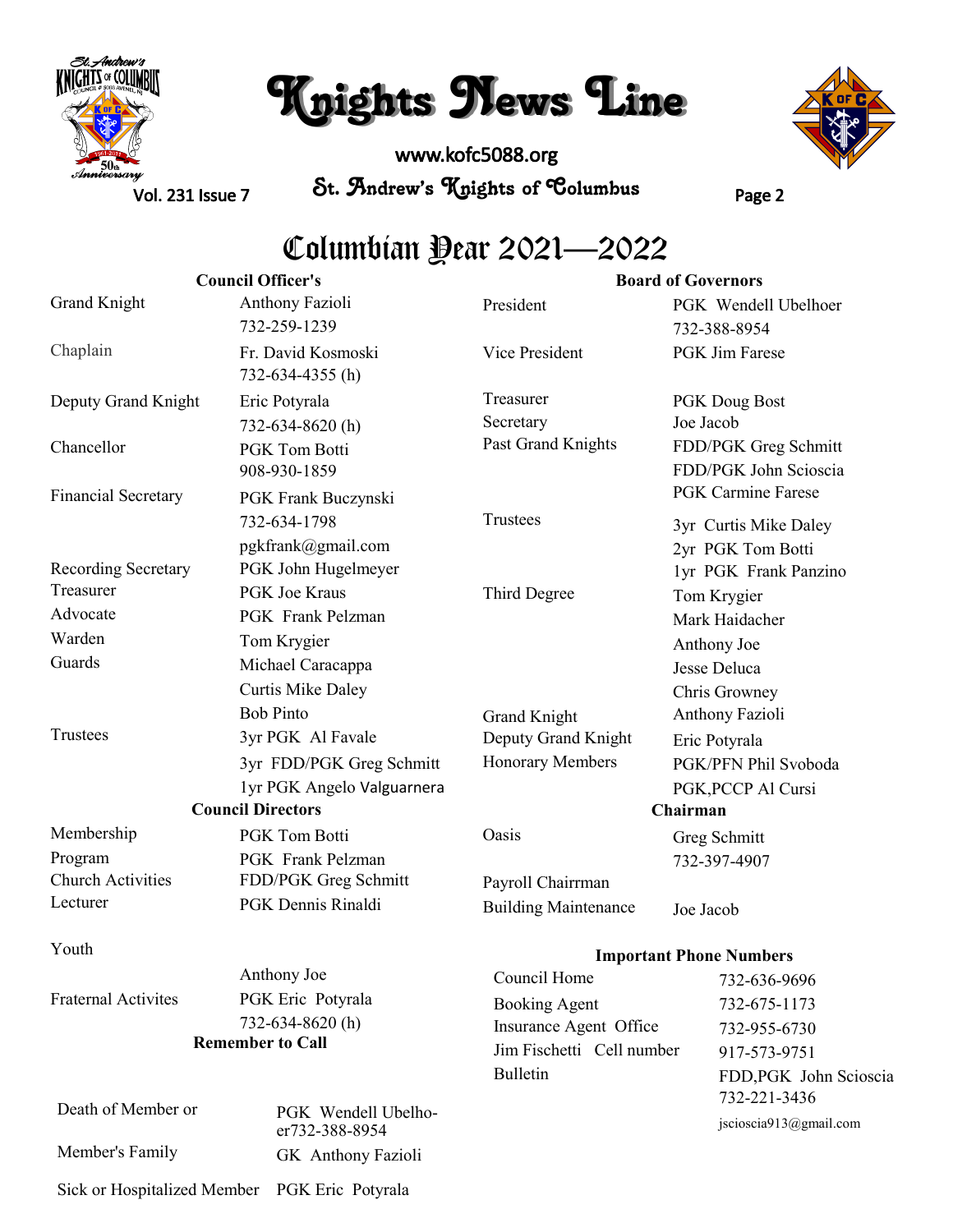# Knights News Line

www.kofc5088.org

St. Andrew's Knights of Columbus

## Columbian Year 2021—2022

### Council Officer's

| | |
|---|---|
| Grand Knight | Anthony Fazioli 732-259-1239 |
| Chaplain | Fr. David Kosmoski 732-634-4355 (h) |
| Deputy Grand Knight | Eric Potyrala 732-634-8620 (h) |
| Chancellor | PGK Tom Botti 908-930-1859 |
| Financial Secretary | PGK Frank Buczynski 732-634-1798 pgkfrank@gmail.com |
| Recording Secretary | PGK John Hugelmeyer |
| Treasurer | PGK Joe Kraus |
| Advocate | PGK Frank Pelzman |
| Warden | Tom Krygier |
| Guards | Michael Caracappa |
| | Curtis Mike Daley |
| | Bob Pinto |
| Trustees | 3yr PGK Al Favale |
| | 3yr FDD/PGK Greg Schmitt |
| | 1yr PGK Angelo Valguarnera |

### Council Directors

| | |
|---|---|
| Membership | PGK Tom Botti |
| Program | PGK Frank Pelzman |
| Church Activities | FDD/PGK Greg Schmitt |
| Lecturer | PGK Dennis Rinaldi |
| Youth | Anthony Joe |
| Fraternal Activites | PGK Eric Potyrala 732-634-8620 (h) |

### Remember to Call

| | |
|---|---|
| Death of Member or Member's Family | PGK Wendell Ubelhoer 732-388-8954 |
| | GK Anthony Fazioli |
| Sick or Hospitalized Member | PGK Eric Potyrala |

### Board of Governors

| | |
|---|---|
| President | PGK Wendell Ubelhoer 732-388-8954 |
| Vice President | PGK Jim Farese |
| Treasurer | PGK Doug Bost |
| Secretary | Joe Jacob |
| Past Grand Knights | FDD/PGK Greg Schmitt |
| | FDD/PGK John Scioscia |
| | PGK Carmine Farese |
| Trustees | 3yr Curtis Mike Daley |
| | 2yr PGK Tom Botti |
| | 1yr PGK Frank Panzino |
| Third Degree | Tom Krygier |
| | Mark Haidacher |
| | Anthony Joe |
| | Jesse Deluca |
| | Chris Growney |
| Grand Knight | Anthony Fazioli |
| Deputy Grand Knight | Eric Potyrala |
| Honorary Members | PGK/PFN Phil Svoboda |
| | PGK,PCCP Al Cursi |

### Chairman

| | |
|---|---|
| Oasis | Greg Schmitt 732-397-4907 |
| Payroll Chairrman | |
| Building Maintenance | Joe Jacob |

### Important Phone Numbers

| | |
|---|---|
| Council Home | 732-636-9696 |
| Booking Agent | 732-675-1173 |
| Insurance Agent Office | 732-955-6730 |
| Jim Fischetti Cell number | 917-573-9751 |
| Bulletin | FDD,PGK John Scioscia 732-221-3436 jscioscia913@gmail.com |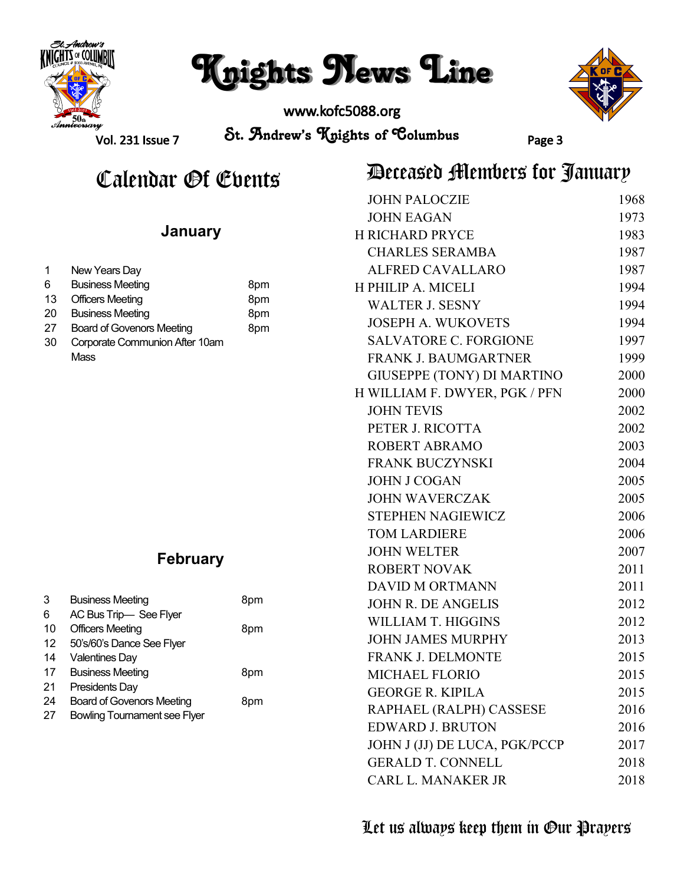# Calendar Of Events

## January

| | | |
|---|---|---|
| 1 | New Years Day | |
| 6 | Business Meeting | 8pm |
| 13 | Officers Meeting | 8pm |
| 20 | Business Meeting | 8pm |
| 27 | Board of Govenors Meeting | 8pm |
| 30 | Corporate Communion After 10am Mass | |

## February

| | | |
|---|---|---|
| 3 | Business Meeting | 8pm |
| 6 | AC Bus Trip— See Flyer | |
| 10 | Officers Meeting | 8pm |
| 12 | 50's/60's Dance See Flyer | |
| 14 | Valentines Day | |
| 17 | Business Meeting | 8pm |
| 21 | Presidents Day | |
| 24 | Board of Govenors Meeting | 8pm |
| 27 | Bowling Tournament see Flyer | |

# Deceased Members for January

| | |
|---|---|
| JOHN PALOCZIE | 1968 |
| JOHN EAGAN | 1973 |
| H RICHARD PRYCE | 1983 |
| CHARLES SERAMBA | 1987 |
| ALFRED CAVALLARO | 1987 |
| H PHILIP A. MICELI | 1994 |
| WALTER J. SESNY | 1994 |
| JOSEPH A. WUKOVETS | 1994 |
| SALVATORE C. FORGIONE | 1997 |
| FRANK J. BAUMGARTNER | 1999 |
| GIUSEPPE (TONY) DI MARTINO | 2000 |
| H WILLIAM F. DWYER, PGK / PFN | 2000 |
| JOHN TEVIS | 2002 |
| PETER J. RICOTTA | 2002 |
| ROBERT ABRAMO | 2003 |
| FRANK BUCZYNSKI | 2004 |
| JOHN J COGAN | 2005 |
| JOHN WAVERCZAK | 2005 |
| STEPHEN NAGIEWICZ | 2006 |
| TOM LARDIERE | 2006 |
| JOHN WELTER | 2007 |
| ROBERT NOVAK | 2011 |
| DAVID M ORTMANN | 2011 |
| JOHN R. DE ANGELIS | 2012 |
| WILLIAM T. HIGGINS | 2012 |
| JOHN JAMES MURPHY | 2013 |
| FRANK J. DELMONTE | 2015 |
| MICHAEL FLORIO | 2015 |
| GEORGE R. KIPILA | 2015 |
| RAPHAEL (RALPH) CASSESE | 2016 |
| EDWARD J. BRUTON | 2016 |
| JOHN J (JJ) DE LUCA, PGK/PCCP | 2017 |
| GERALD T. CONNELL | 2018 |
| CARL L. MANAKER JR | 2018 |

*Let us always keep them in Our Prayers*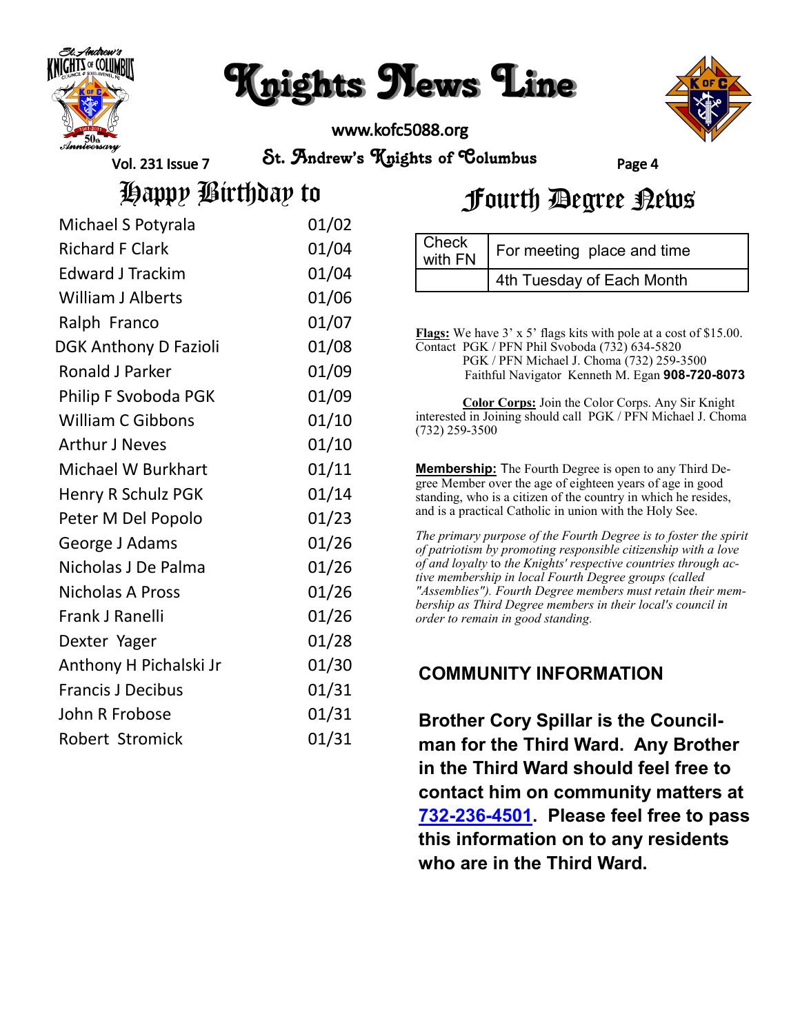# Knights News Line

www.kofc5088.org

St. Andrew's Knights of Columbus

## Happy Birthday to

| | |
|---|---|
| Michael S Potyrala | 01/02 |
| Richard F Clark | 01/04 |
| Edward J Trackim | 01/04 |
| William J Alberts | 01/06 |
| Ralph Franco | 01/07 |
| DGK Anthony D Fazioli | 01/08 |
| Ronald J Parker | 01/09 |
| Philip F Svoboda PGK | 01/09 |
| William C Gibbons | 01/10 |
| Arthur J Neves | 01/10 |
| Michael W Burkhart | 01/11 |
| Henry R Schulz PGK | 01/14 |
| Peter M Del Popolo | 01/23 |
| George J Adams | 01/26 |
| Nicholas J De Palma | 01/26 |
| Nicholas A Pross | 01/26 |
| Frank J Ranelli | 01/26 |
| Dexter Yager | 01/28 |
| Anthony H Pichalski Jr | 01/30 |
| Francis J Decibus | 01/31 |
| John R Frobose | 01/31 |
| Robert Stromick | 01/31 |

## Fourth Degree News

| Check with FN | For meeting place and time |
|---|---|
| | 4th Tuesday of Each Month |

**Flags:** We have 3' x 5' flags kits with pole at a cost of $15.00. Contact PGK / PFN Phil Svoboda (732) 634-5820
PGK / PFN Michael J. Choma (732) 259-3500
Faithful Navigator Kenneth M. Egan **908-720-8073**

**Color Corps:** Join the Color Corps. Any Sir Knight interested in Joining should call PGK / PFN Michael J. Choma (732) 259-3500

**Membership:** The Fourth Degree is open to any Third Degree Member over the age of eighteen years of age in good standing, who is a citizen of the country in which he resides, and is a practical Catholic in union with the Holy See.

*The primary purpose of the Fourth Degree is to foster the spirit of patriotism by promoting responsible citizenship with a love of and loyalty* to *the Knights' respective countries through active membership in local Fourth Degree groups (called "Assemblies"). Fourth Degree members must retain their membership as Third Degree members in their local's council in order to remain in good standing.*

### COMMUNITY INFORMATION

**Brother Cory Spillar is the Councilman for the Third Ward. Any Brother in the Third Ward should feel free to contact him on community matters at 732-236-4501. Please feel free to pass this information on to any residents who are in the Third Ward.**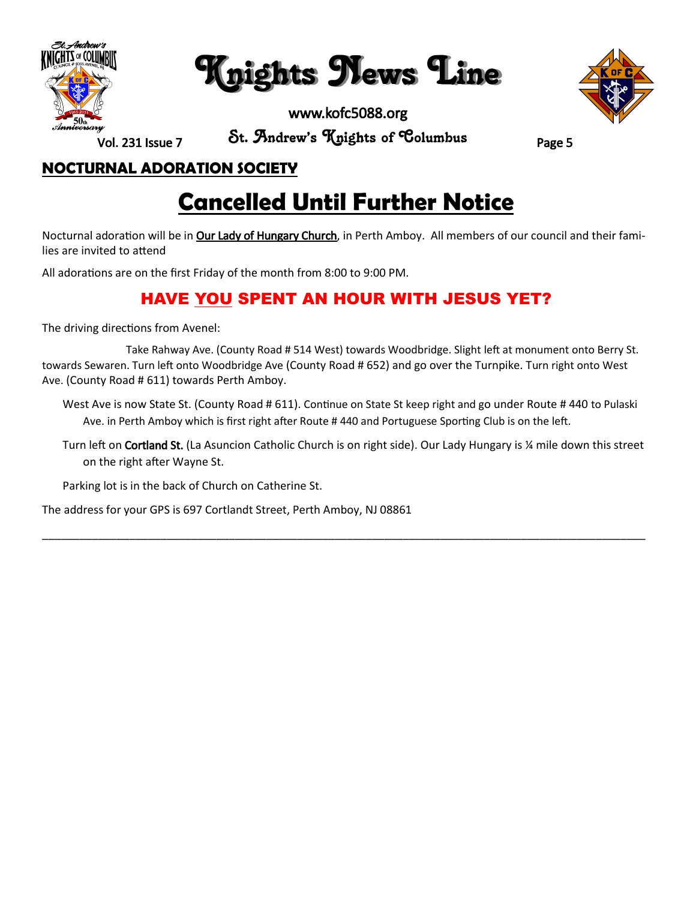## NOCTURNAL ADORATION SOCIETY

# Cancelled Until Further Notice

Nocturnal adoration will be in Our Lady of Hungary Church, in Perth Amboy. All members of our council and their families are invited to attend

All adorations are on the first Friday of the month from 8:00 to 9:00 PM.

## HAVE YOU SPENT AN HOUR WITH JESUS YET?

The driving directions from Avenel:

Take Rahway Ave. (County Road # 514 West) towards Woodbridge. Slight left at monument onto Berry St. towards Sewaren. Turn left onto Woodbridge Ave (County Road # 652) and go over the Turnpike. Turn right onto West Ave. (County Road # 611) towards Perth Amboy.

West Ave is now State St. (County Road # 611). Continue on State St keep right and go under Route # 440 to Pulaski Ave. in Perth Amboy which is first right after Route # 440 and Portuguese Sporting Club is on the left.

Turn left on **Cortland St.** (La Asuncion Catholic Church is on right side). Our Lady Hungary is ¼ mile down this street on the right after Wayne St.

Parking lot is in the back of Church on Catherine St.

The address for your GPS is 697 Cortlandt Street, Perth Amboy, NJ 08861

---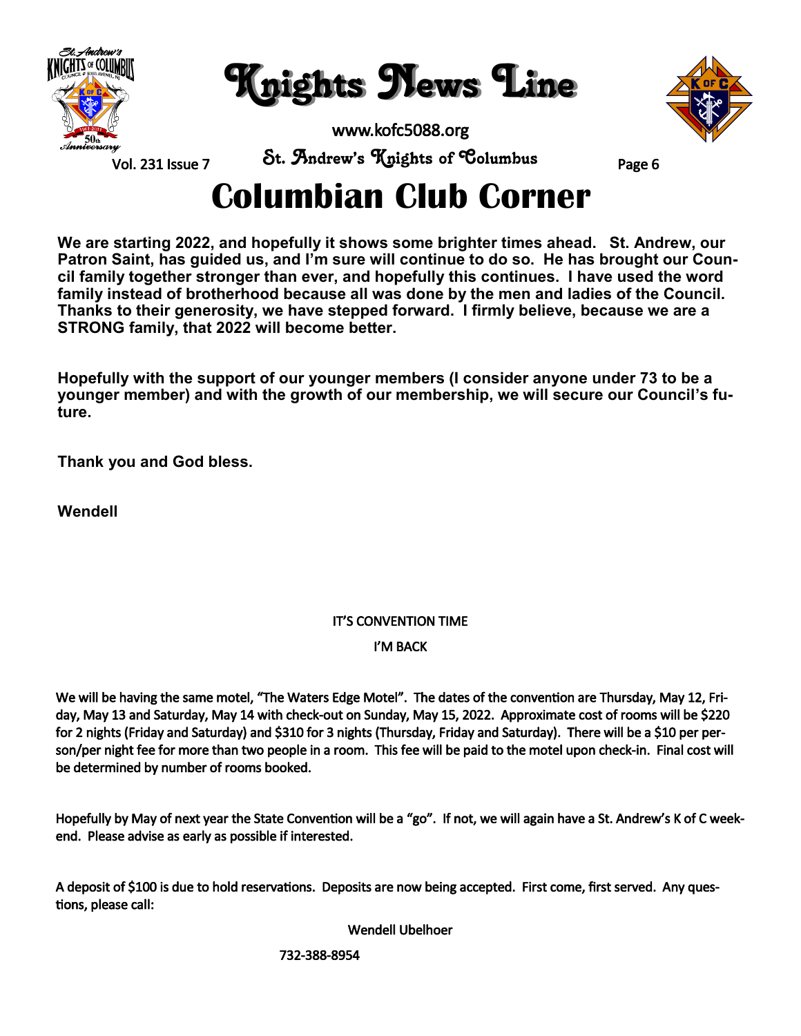# Columbian Club Corner

**We are starting 2022, and hopefully it shows some brighter times ahead. St. Andrew, our Patron Saint, has guided us, and I'm sure will continue to do so. He has brought our Council family together stronger than ever, and hopefully this continues. I have used the word family instead of brotherhood because all was done by the men and ladies of the Council. Thanks to their generosity, we have stepped forward. I firmly believe, because we are a STRONG family, that 2022 will become better.**

**Hopefully with the support of our younger members (I consider anyone under 73 to be a younger member) and with the growth of our membership, we will secure our Council's future.**

**Thank you and God bless.**

**Wendell**

IT'S CONVENTION TIME

I'M BACK

We will be having the same motel, "The Waters Edge Motel". The dates of the convention are Thursday, May 12, Friday, May 13 and Saturday, May 14 with check-out on Sunday, May 15, 2022. Approximate cost of rooms will be $220 for 2 nights (Friday and Saturday) and $310 for 3 nights (Thursday, Friday and Saturday). There will be a $10 per person/per night fee for more than two people in a room. This fee will be paid to the motel upon check-in. Final cost will be determined by number of rooms booked.

Hopefully by May of next year the State Convention will be a "go". If not, we will again have a St. Andrew's K of C weekend. Please advise as early as possible if interested.

A deposit of $100 is due to hold reservations. Deposits are now being accepted. First come, first served. Any questions, please call:

Wendell Ubelhoer

732-388-8954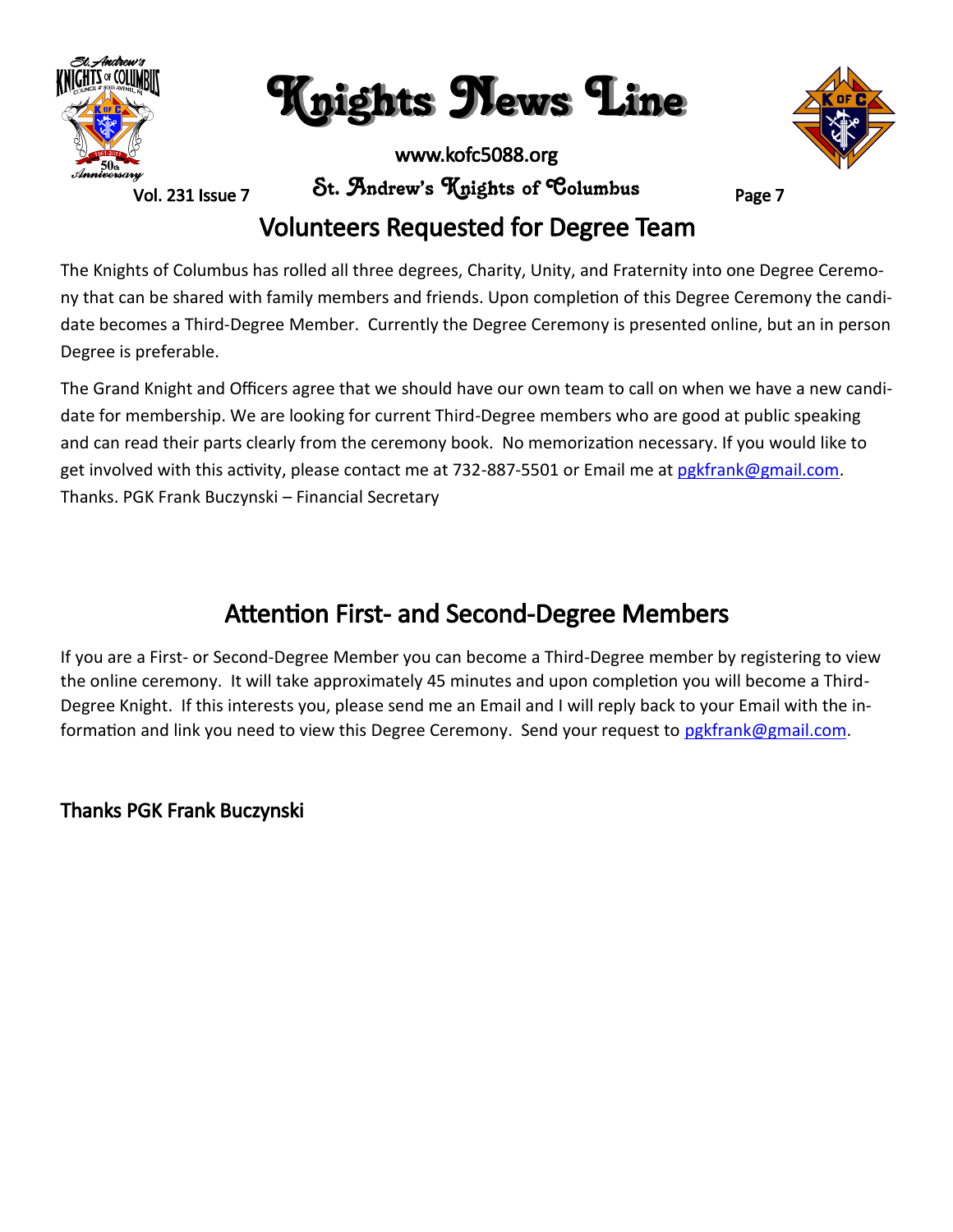## Volunteers Requested for Degree Team

The Knights of Columbus has rolled all three degrees, Charity, Unity, and Fraternity into one Degree Ceremony that can be shared with family members and friends. Upon completion of this Degree Ceremony the candidate becomes a Third-Degree Member. Currently the Degree Ceremony is presented online, but an in person Degree is preferable.

The Grand Knight and Officers agree that we should have our own team to call on when we have a new candidate for membership. We are looking for current Third-Degree members who are good at public speaking and can read their parts clearly from the ceremony book. No memorization necessary. If you would like to get involved with this activity, please contact me at 732-887-5501 or Email me at pgkfrank@gmail.com. Thanks. PGK Frank Buczynski – Financial Secretary

## Attention First- and Second-Degree Members

If you are a First- or Second-Degree Member you can become a Third-Degree member by registering to view the online ceremony. It will take approximately 45 minutes and upon completion you will become a Third-Degree Knight. If this interests you, please send me an Email and I will reply back to your Email with the information and link you need to view this Degree Ceremony. Send your request to pgkfrank@gmail.com.

Thanks PGK Frank Buczynski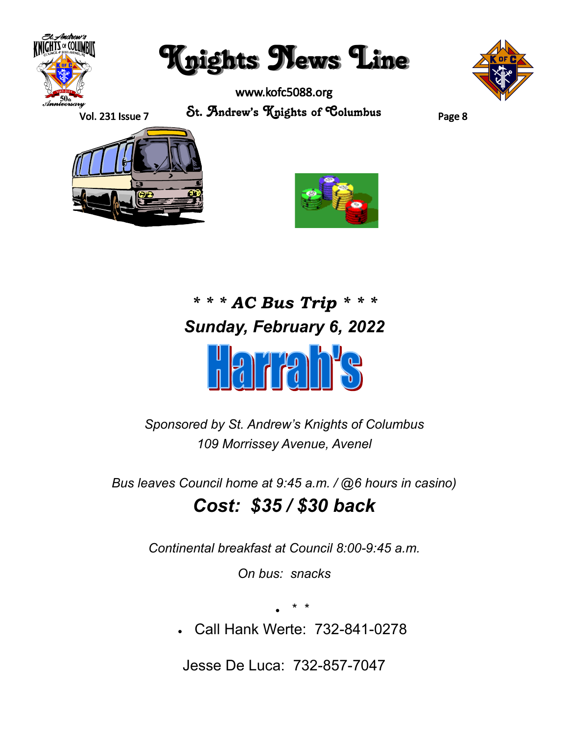# *** AC Bus Trip ***

## *Sunday, February 6, 2022*

# Harrah's

*Sponsored by St. Andrew's Knights of Columbus*
*109 Morrissey Avenue, Avenel*

*Bus leaves Council home at 9:45 a.m. / @6 hours in casino)*

## *Cost: $35 / $30 back*

*Continental breakfast at Council 8:00-9:45 a.m.*

*On bus: snacks*

* * *

- Call Hank Werte: 732-841-0278

Jesse De Luca: 732-857-7047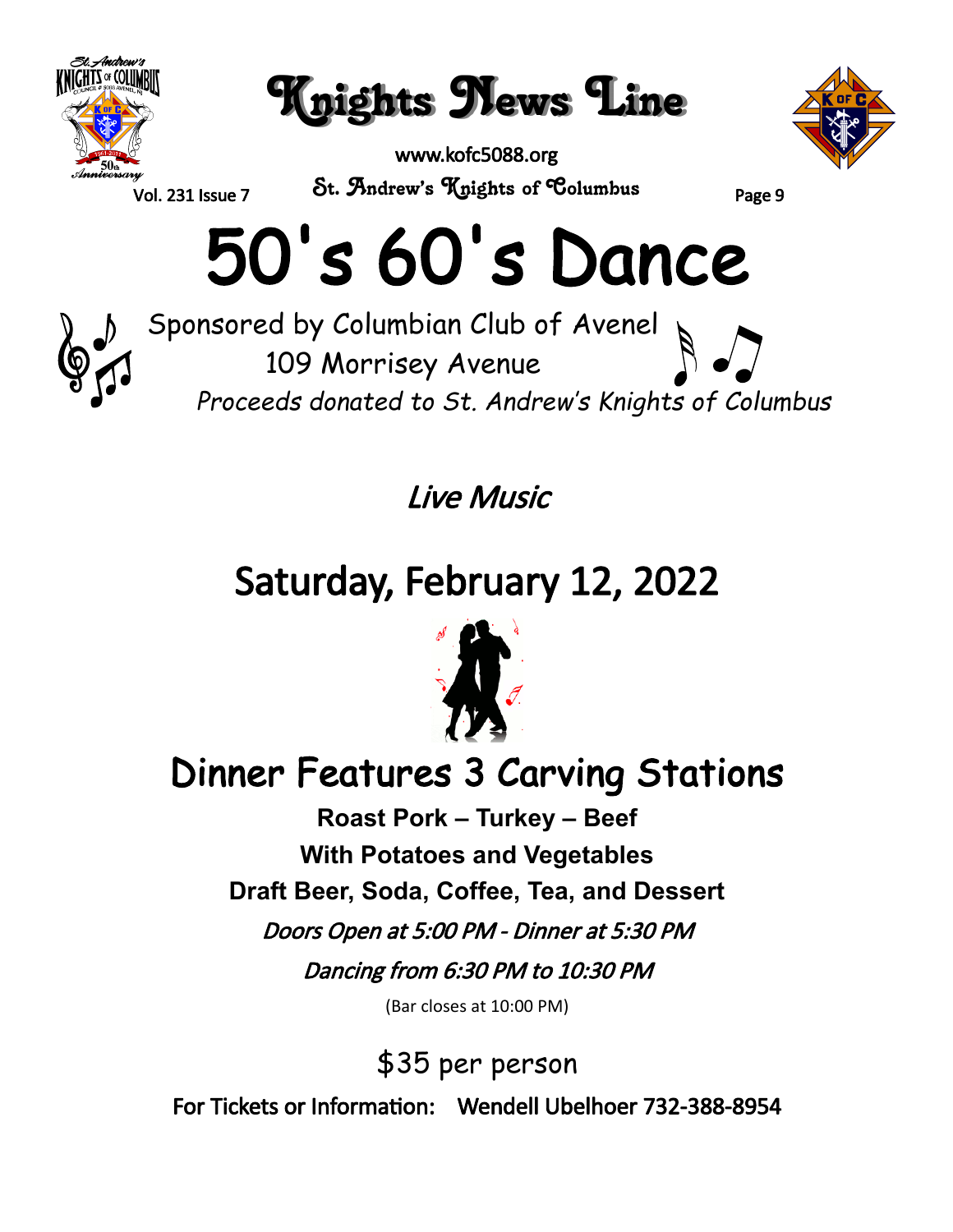# 50's 60's Dance

Sponsored by Columbian Club of Avenel

109 Morrisey Avenue

*Proceeds donated to St. Andrew's Knights of Columbus*

*Live Music*

## Saturday, February 12, 2022

## Dinner Features 3 Carving Stations

**Roast Pork – Turkey – Beef**

**With Potatoes and Vegetables**

**Draft Beer, Soda, Coffee, Tea, and Dessert**

*Doors Open at 5:00 PM - Dinner at 5:30 PM*

*Dancing from 6:30 PM to 10:30 PM*

(Bar closes at 10:00 PM)

$35 per person

For Tickets or Information: Wendell Ubelhoer 732-388-8954